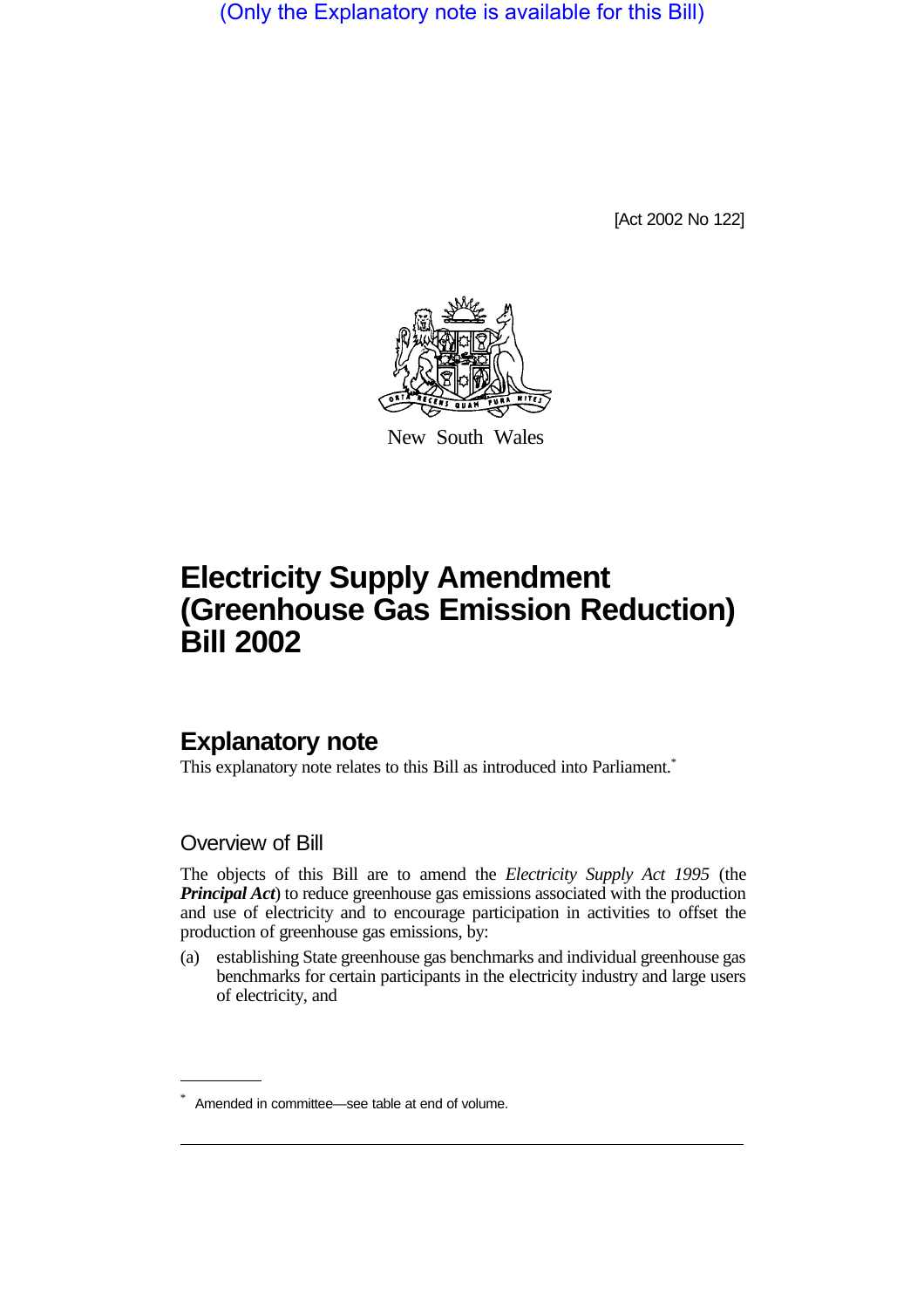(Only the Explanatory note is available for this Bill)

[Act 2002 No 122]

New South Wales

# Electricity Supply Amendment (Greenhouse Gas Emission Reduction) Bill 2002

## Explanatory note

This explanatory note relates to this Bill as introduced into Parliament.*

### Overview of Bill

The objects of this Bill are to amend the *Electricity Supply Act 1995* (the ***Principal Act***) to reduce greenhouse gas emissions associated with the production and use of electricity and to encourage participation in activities to offset the production of greenhouse gas emissions, by:

(a) establishing State greenhouse gas benchmarks and individual greenhouse gas benchmarks for certain participants in the electricity industry and large users of electricity, and

\* Amended in committee—see table at end of volume.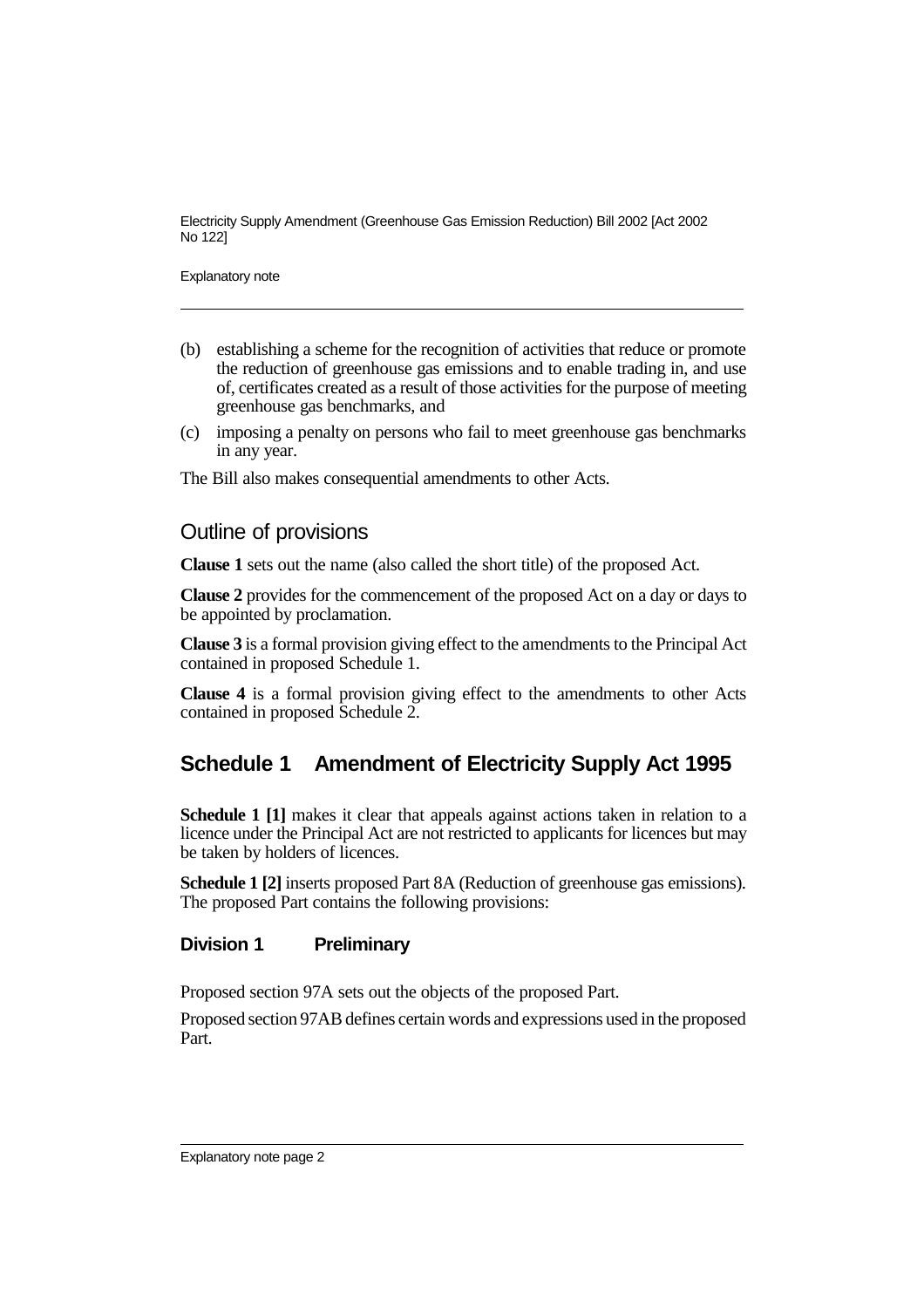(b) establishing a scheme for the recognition of activities that reduce or promote the reduction of greenhouse gas emissions and to enable trading in, and use of, certificates created as a result of those activities for the purpose of meeting greenhouse gas benchmarks, and

(c) imposing a penalty on persons who fail to meet greenhouse gas benchmarks in any year.

The Bill also makes consequential amendments to other Acts.

## Outline of provisions

**Clause 1** sets out the name (also called the short title) of the proposed Act.

**Clause 2** provides for the commencement of the proposed Act on a day or days to be appointed by proclamation.

**Clause 3** is a formal provision giving effect to the amendments to the Principal Act contained in proposed Schedule 1.

**Clause 4** is a formal provision giving effect to the amendments to other Acts contained in proposed Schedule 2.

## Schedule 1 Amendment of Electricity Supply Act 1995

**Schedule 1 [1]** makes it clear that appeals against actions taken in relation to a licence under the Principal Act are not restricted to applicants for licences but may be taken by holders of licences.

**Schedule 1 [2]** inserts proposed Part 8A (Reduction of greenhouse gas emissions). The proposed Part contains the following provisions:

### Division 1 Preliminary

Proposed section 97A sets out the objects of the proposed Part.

Proposed section 97AB defines certain words and expressions used in the proposed Part.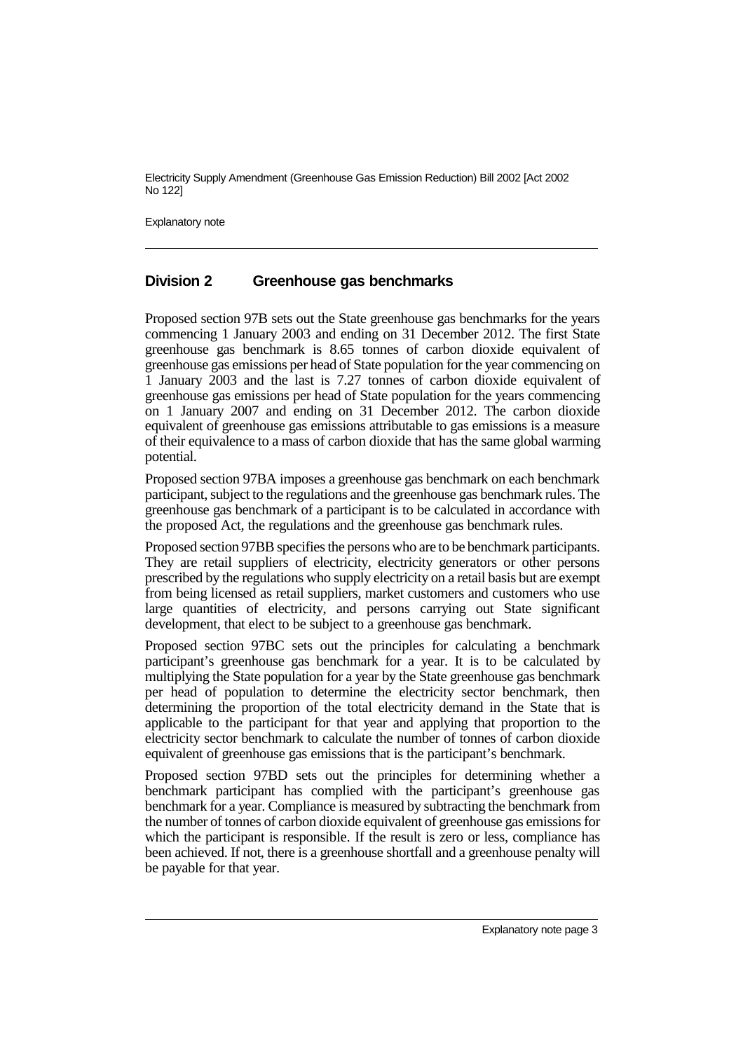## Division 2 Greenhouse gas benchmarks

Proposed section 97B sets out the State greenhouse gas benchmarks for the years commencing 1 January 2003 and ending on 31 December 2012. The first State greenhouse gas benchmark is 8.65 tonnes of carbon dioxide equivalent of greenhouse gas emissions per head of State population for the year commencing on 1 January 2003 and the last is 7.27 tonnes of carbon dioxide equivalent of greenhouse gas emissions per head of State population for the years commencing on 1 January 2007 and ending on 31 December 2012. The carbon dioxide equivalent of greenhouse gas emissions attributable to gas emissions is a measure of their equivalence to a mass of carbon dioxide that has the same global warming potential.

Proposed section 97BA imposes a greenhouse gas benchmark on each benchmark participant, subject to the regulations and the greenhouse gas benchmark rules. The greenhouse gas benchmark of a participant is to be calculated in accordance with the proposed Act, the regulations and the greenhouse gas benchmark rules.

Proposed section 97BB specifies the persons who are to be benchmark participants. They are retail suppliers of electricity, electricity generators or other persons prescribed by the regulations who supply electricity on a retail basis but are exempt from being licensed as retail suppliers, market customers and customers who use large quantities of electricity, and persons carrying out State significant development, that elect to be subject to a greenhouse gas benchmark.

Proposed section 97BC sets out the principles for calculating a benchmark participant's greenhouse gas benchmark for a year. It is to be calculated by multiplying the State population for a year by the State greenhouse gas benchmark per head of population to determine the electricity sector benchmark, then determining the proportion of the total electricity demand in the State that is applicable to the participant for that year and applying that proportion to the electricity sector benchmark to calculate the number of tonnes of carbon dioxide equivalent of greenhouse gas emissions that is the participant's benchmark.

Proposed section 97BD sets out the principles for determining whether a benchmark participant has complied with the participant's greenhouse gas benchmark for a year. Compliance is measured by subtracting the benchmark from the number of tonnes of carbon dioxide equivalent of greenhouse gas emissions for which the participant is responsible. If the result is zero or less, compliance has been achieved. If not, there is a greenhouse shortfall and a greenhouse penalty will be payable for that year.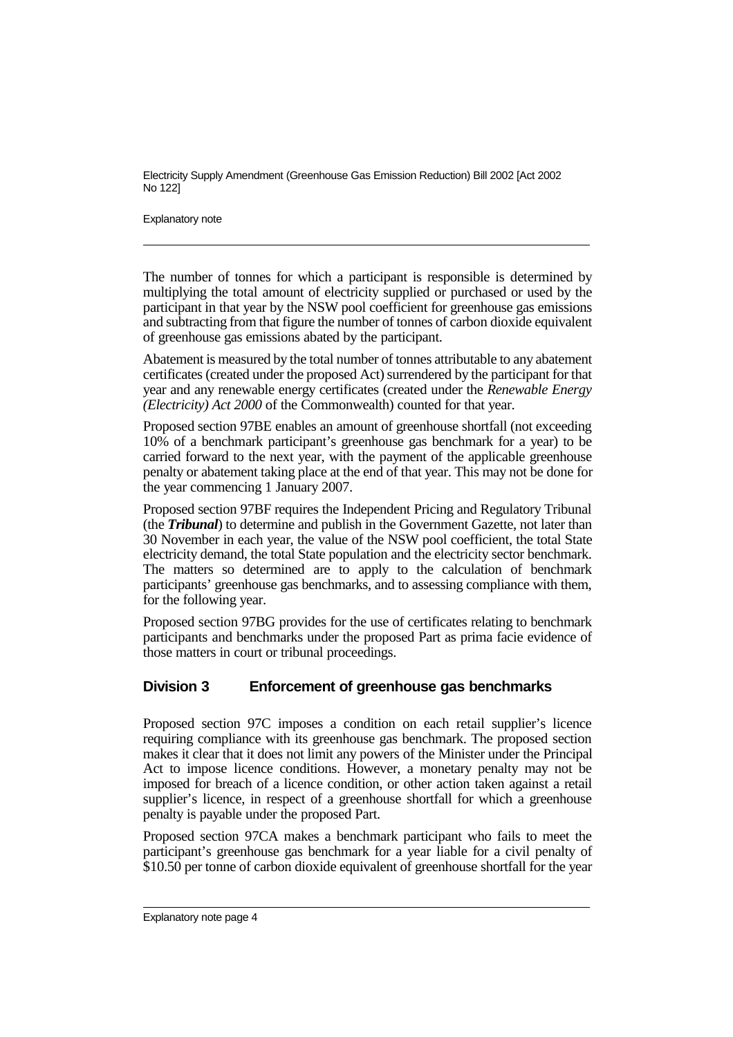The number of tonnes for which a participant is responsible is determined by multiplying the total amount of electricity supplied or purchased or used by the participant in that year by the NSW pool coefficient for greenhouse gas emissions and subtracting from that figure the number of tonnes of carbon dioxide equivalent of greenhouse gas emissions abated by the participant.

Abatement is measured by the total number of tonnes attributable to any abatement certificates (created under the proposed Act) surrendered by the participant for that year and any renewable energy certificates (created under the *Renewable Energy (Electricity) Act 2000* of the Commonwealth) counted for that year.

Proposed section 97BE enables an amount of greenhouse shortfall (not exceeding 10% of a benchmark participant's greenhouse gas benchmark for a year) to be carried forward to the next year, with the payment of the applicable greenhouse penalty or abatement taking place at the end of that year. This may not be done for the year commencing 1 January 2007.

Proposed section 97BF requires the Independent Pricing and Regulatory Tribunal (the ***Tribunal***) to determine and publish in the Government Gazette, not later than 30 November in each year, the value of the NSW pool coefficient, the total State electricity demand, the total State population and the electricity sector benchmark. The matters so determined are to apply to the calculation of benchmark participants' greenhouse gas benchmarks, and to assessing compliance with them, for the following year.

Proposed section 97BG provides for the use of certificates relating to benchmark participants and benchmarks under the proposed Part as prima facie evidence of those matters in court or tribunal proceedings.

## Division 3 Enforcement of greenhouse gas benchmarks

Proposed section 97C imposes a condition on each retail supplier's licence requiring compliance with its greenhouse gas benchmark. The proposed section makes it clear that it does not limit any powers of the Minister under the Principal Act to impose licence conditions. However, a monetary penalty may not be imposed for breach of a licence condition, or other action taken against a retail supplier's licence, in respect of a greenhouse shortfall for which a greenhouse penalty is payable under the proposed Part.

Proposed section 97CA makes a benchmark participant who fails to meet the participant's greenhouse gas benchmark for a year liable for a civil penalty of $10.50 per tonne of carbon dioxide equivalent of greenhouse shortfall for the year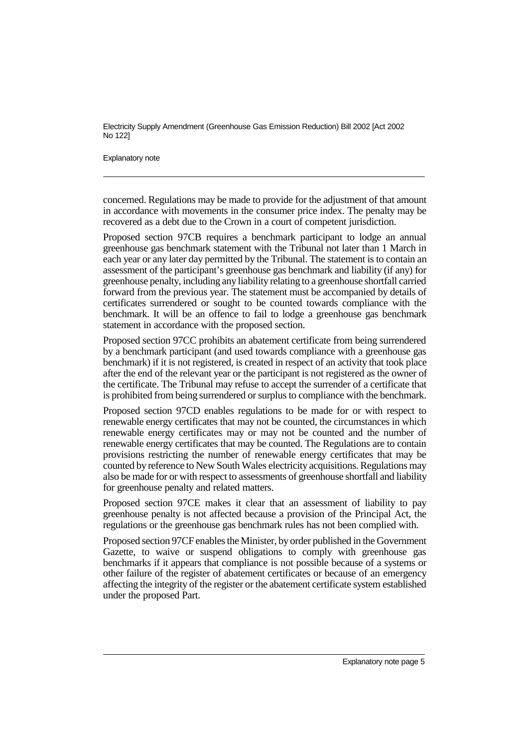concerned. Regulations may be made to provide for the adjustment of that amount in accordance with movements in the consumer price index. The penalty may be recovered as a debt due to the Crown in a court of competent jurisdiction.

Proposed section 97CB requires a benchmark participant to lodge an annual greenhouse gas benchmark statement with the Tribunal not later than 1 March in each year or any later day permitted by the Tribunal. The statement is to contain an assessment of the participant's greenhouse gas benchmark and liability (if any) for greenhouse penalty, including any liability relating to a greenhouse shortfall carried forward from the previous year. The statement must be accompanied by details of certificates surrendered or sought to be counted towards compliance with the benchmark. It will be an offence to fail to lodge a greenhouse gas benchmark statement in accordance with the proposed section.

Proposed section 97CC prohibits an abatement certificate from being surrendered by a benchmark participant (and used towards compliance with a greenhouse gas benchmark) if it is not registered, is created in respect of an activity that took place after the end of the relevant year or the participant is not registered as the owner of the certificate. The Tribunal may refuse to accept the surrender of a certificate that is prohibited from being surrendered or surplus to compliance with the benchmark.

Proposed section 97CD enables regulations to be made for or with respect to renewable energy certificates that may not be counted, the circumstances in which renewable energy certificates may or may not be counted and the number of renewable energy certificates that may be counted. The Regulations are to contain provisions restricting the number of renewable energy certificates that may be counted by reference to New South Wales electricity acquisitions. Regulations may also be made for or with respect to assessments of greenhouse shortfall and liability for greenhouse penalty and related matters.

Proposed section 97CE makes it clear that an assessment of liability to pay greenhouse penalty is not affected because a provision of the Principal Act, the regulations or the greenhouse gas benchmark rules has not been complied with.

Proposed section 97CF enables the Minister, by order published in the Government Gazette, to waive or suspend obligations to comply with greenhouse gas benchmarks if it appears that compliance is not possible because of a systems or other failure of the register of abatement certificates or because of an emergency affecting the integrity of the register or the abatement certificate system established under the proposed Part.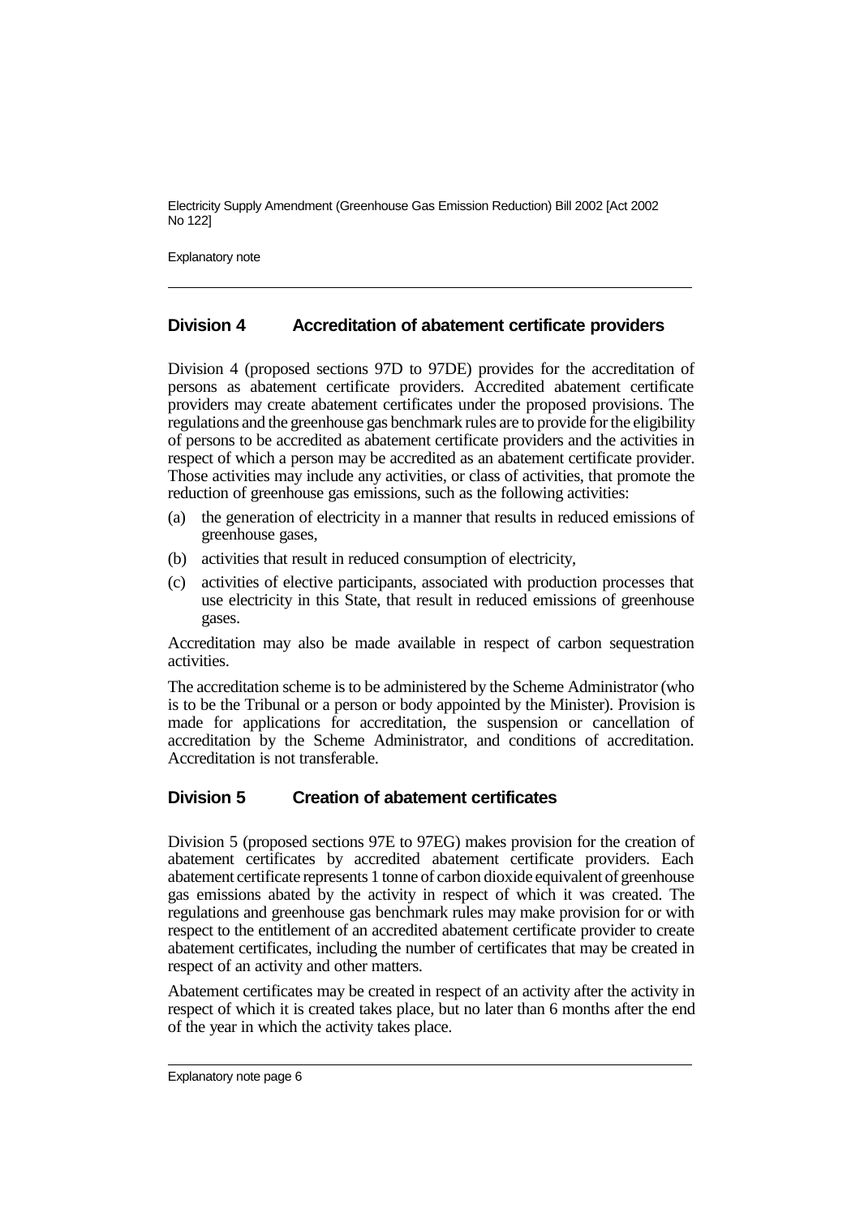## Division 4 Accreditation of abatement certificate providers

Division 4 (proposed sections 97D to 97DE) provides for the accreditation of persons as abatement certificate providers. Accredited abatement certificate providers may create abatement certificates under the proposed provisions. The regulations and the greenhouse gas benchmark rules are to provide for the eligibility of persons to be accredited as abatement certificate providers and the activities in respect of which a person may be accredited as an abatement certificate provider. Those activities may include any activities, or class of activities, that promote the reduction of greenhouse gas emissions, such as the following activities:

(a) the generation of electricity in a manner that results in reduced emissions of greenhouse gases,

(b) activities that result in reduced consumption of electricity,

(c) activities of elective participants, associated with production processes that use electricity in this State, that result in reduced emissions of greenhouse gases.

Accreditation may also be made available in respect of carbon sequestration activities.

The accreditation scheme is to be administered by the Scheme Administrator (who is to be the Tribunal or a person or body appointed by the Minister). Provision is made for applications for accreditation, the suspension or cancellation of accreditation by the Scheme Administrator, and conditions of accreditation. Accreditation is not transferable.

## Division 5 Creation of abatement certificates

Division 5 (proposed sections 97E to 97EG) makes provision for the creation of abatement certificates by accredited abatement certificate providers. Each abatement certificate represents 1 tonne of carbon dioxide equivalent of greenhouse gas emissions abated by the activity in respect of which it was created. The regulations and greenhouse gas benchmark rules may make provision for or with respect to the entitlement of an accredited abatement certificate provider to create abatement certificates, including the number of certificates that may be created in respect of an activity and other matters.

Abatement certificates may be created in respect of an activity after the activity in respect of which it is created takes place, but no later than 6 months after the end of the year in which the activity takes place.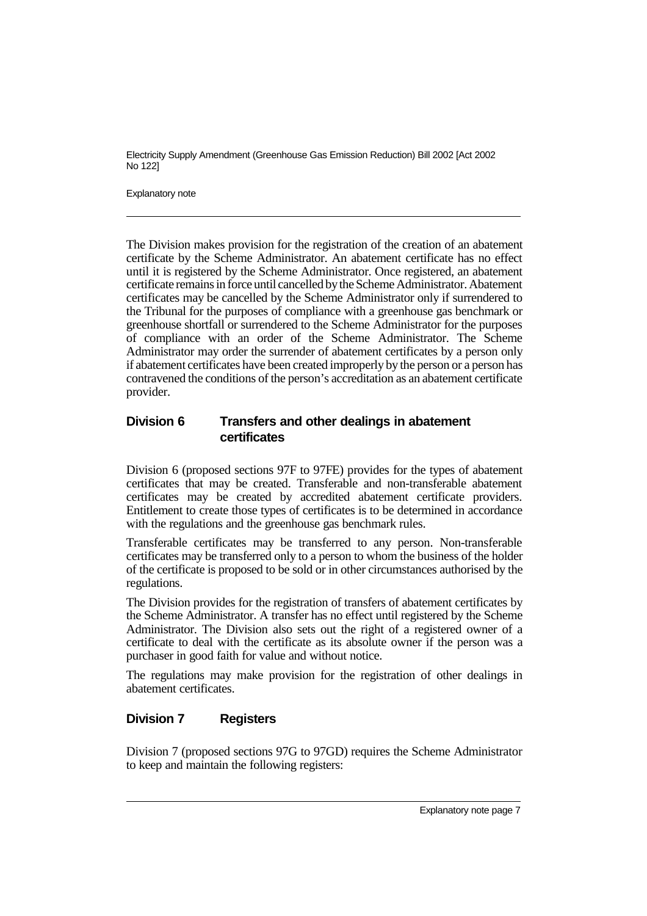The Division makes provision for the registration of the creation of an abatement certificate by the Scheme Administrator. An abatement certificate has no effect until it is registered by the Scheme Administrator. Once registered, an abatement certificate remains in force until cancelled by the Scheme Administrator. Abatement certificates may be cancelled by the Scheme Administrator only if surrendered to the Tribunal for the purposes of compliance with a greenhouse gas benchmark or greenhouse shortfall or surrendered to the Scheme Administrator for the purposes of compliance with an order of the Scheme Administrator. The Scheme Administrator may order the surrender of abatement certificates by a person only if abatement certificates have been created improperly by the person or a person has contravened the conditions of the person's accreditation as an abatement certificate provider.

### Division 6 Transfers and other dealings in abatement certificates

Division 6 (proposed sections 97F to 97FE) provides for the types of abatement certificates that may be created. Transferable and non-transferable abatement certificates may be created by accredited abatement certificate providers. Entitlement to create those types of certificates is to be determined in accordance with the regulations and the greenhouse gas benchmark rules.

Transferable certificates may be transferred to any person. Non-transferable certificates may be transferred only to a person to whom the business of the holder of the certificate is proposed to be sold or in other circumstances authorised by the regulations.

The Division provides for the registration of transfers of abatement certificates by the Scheme Administrator. A transfer has no effect until registered by the Scheme Administrator. The Division also sets out the right of a registered owner of a certificate to deal with the certificate as its absolute owner if the person was a purchaser in good faith for value and without notice.

The regulations may make provision for the registration of other dealings in abatement certificates.

### Division 7 Registers

Division 7 (proposed sections 97G to 97GD) requires the Scheme Administrator to keep and maintain the following registers: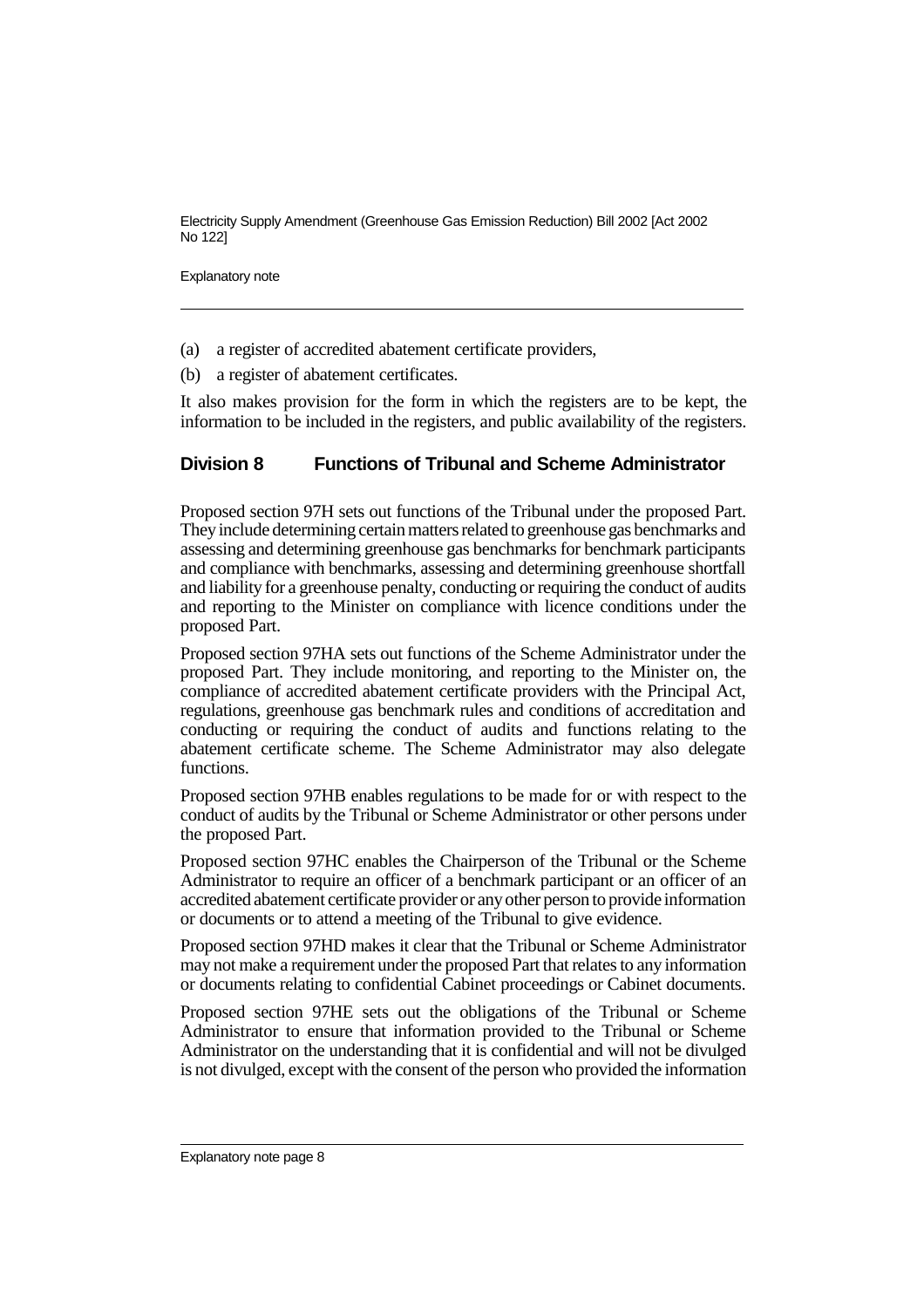(a) a register of accredited abatement certificate providers,

(b) a register of abatement certificates.

It also makes provision for the form in which the registers are to be kept, the information to be included in the registers, and public availability of the registers.

## Division 8 Functions of Tribunal and Scheme Administrator

Proposed section 97H sets out functions of the Tribunal under the proposed Part. They include determining certain matters related to greenhouse gas benchmarks and assessing and determining greenhouse gas benchmarks for benchmark participants and compliance with benchmarks, assessing and determining greenhouse shortfall and liability for a greenhouse penalty, conducting or requiring the conduct of audits and reporting to the Minister on compliance with licence conditions under the proposed Part.

Proposed section 97HA sets out functions of the Scheme Administrator under the proposed Part. They include monitoring, and reporting to the Minister on, the compliance of accredited abatement certificate providers with the Principal Act, regulations, greenhouse gas benchmark rules and conditions of accreditation and conducting or requiring the conduct of audits and functions relating to the abatement certificate scheme. The Scheme Administrator may also delegate functions.

Proposed section 97HB enables regulations to be made for or with respect to the conduct of audits by the Tribunal or Scheme Administrator or other persons under the proposed Part.

Proposed section 97HC enables the Chairperson of the Tribunal or the Scheme Administrator to require an officer of a benchmark participant or an officer of an accredited abatement certificate provider or any other person to provide information or documents or to attend a meeting of the Tribunal to give evidence.

Proposed section 97HD makes it clear that the Tribunal or Scheme Administrator may not make a requirement under the proposed Part that relates to any information or documents relating to confidential Cabinet proceedings or Cabinet documents.

Proposed section 97HE sets out the obligations of the Tribunal or Scheme Administrator to ensure that information provided to the Tribunal or Scheme Administrator on the understanding that it is confidential and will not be divulged is not divulged, except with the consent of the person who provided the information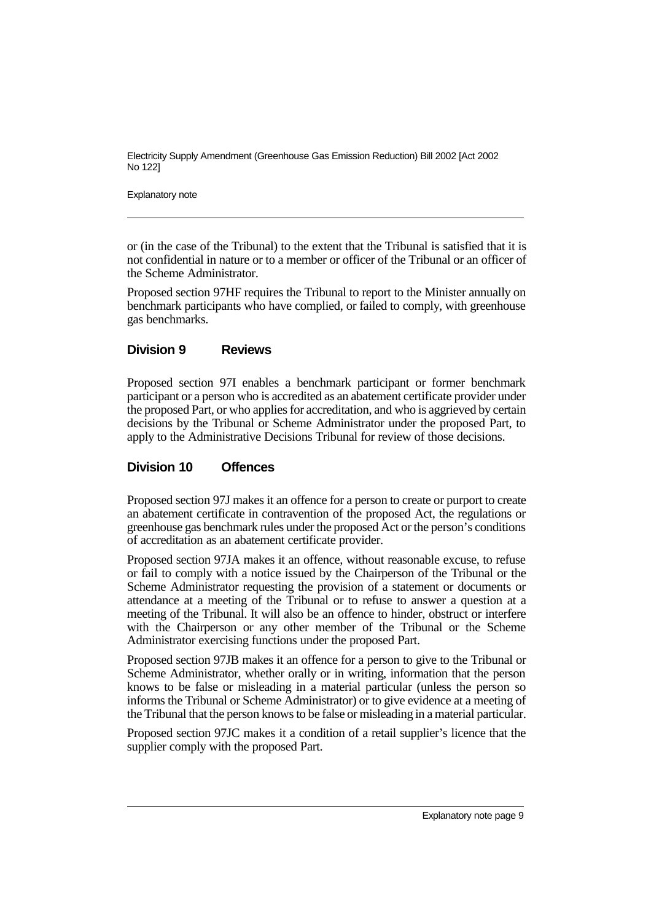or (in the case of the Tribunal) to the extent that the Tribunal is satisfied that it is not confidential in nature or to a member or officer of the Tribunal or an officer of the Scheme Administrator.

Proposed section 97HF requires the Tribunal to report to the Minister annually on benchmark participants who have complied, or failed to comply, with greenhouse gas benchmarks.

## Division 9 Reviews

Proposed section 97I enables a benchmark participant or former benchmark participant or a person who is accredited as an abatement certificate provider under the proposed Part, or who applies for accreditation, and who is aggrieved by certain decisions by the Tribunal or Scheme Administrator under the proposed Part, to apply to the Administrative Decisions Tribunal for review of those decisions.

## Division 10 Offences

Proposed section 97J makes it an offence for a person to create or purport to create an abatement certificate in contravention of the proposed Act, the regulations or greenhouse gas benchmark rules under the proposed Act or the person's conditions of accreditation as an abatement certificate provider.

Proposed section 97JA makes it an offence, without reasonable excuse, to refuse or fail to comply with a notice issued by the Chairperson of the Tribunal or the Scheme Administrator requesting the provision of a statement or documents or attendance at a meeting of the Tribunal or to refuse to answer a question at a meeting of the Tribunal. It will also be an offence to hinder, obstruct or interfere with the Chairperson or any other member of the Tribunal or the Scheme Administrator exercising functions under the proposed Part.

Proposed section 97JB makes it an offence for a person to give to the Tribunal or Scheme Administrator, whether orally or in writing, information that the person knows to be false or misleading in a material particular (unless the person so informs the Tribunal or Scheme Administrator) or to give evidence at a meeting of the Tribunal that the person knows to be false or misleading in a material particular.

Proposed section 97JC makes it a condition of a retail supplier's licence that the supplier comply with the proposed Part.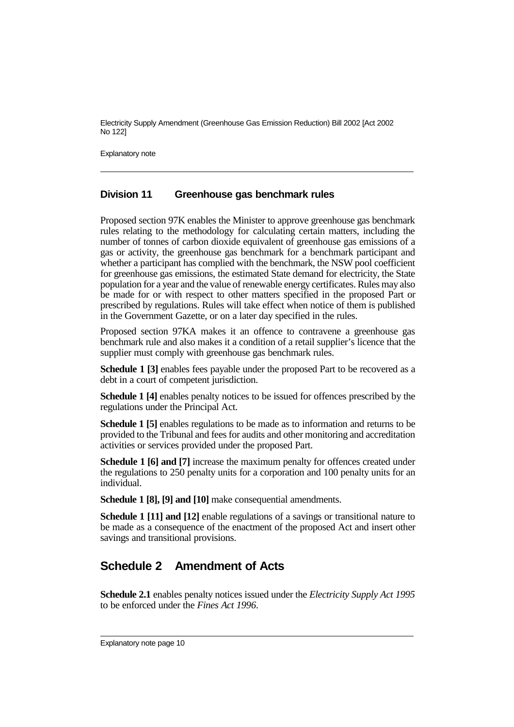### Division 11 Greenhouse gas benchmark rules

Proposed section 97K enables the Minister to approve greenhouse gas benchmark rules relating to the methodology for calculating certain matters, including the number of tonnes of carbon dioxide equivalent of greenhouse gas emissions of a gas or activity, the greenhouse gas benchmark for a benchmark participant and whether a participant has complied with the benchmark, the NSW pool coefficient for greenhouse gas emissions, the estimated State demand for electricity, the State population for a year and the value of renewable energy certificates. Rules may also be made for or with respect to other matters specified in the proposed Part or prescribed by regulations. Rules will take effect when notice of them is published in the Government Gazette, or on a later day specified in the rules.

Proposed section 97KA makes it an offence to contravene a greenhouse gas benchmark rule and also makes it a condition of a retail supplier's licence that the supplier must comply with greenhouse gas benchmark rules.

**Schedule 1 [3]** enables fees payable under the proposed Part to be recovered as a debt in a court of competent jurisdiction.

**Schedule 1 [4]** enables penalty notices to be issued for offences prescribed by the regulations under the Principal Act.

**Schedule 1 [5]** enables regulations to be made as to information and returns to be provided to the Tribunal and fees for audits and other monitoring and accreditation activities or services provided under the proposed Part.

**Schedule 1 [6] and [7]** increase the maximum penalty for offences created under the regulations to 250 penalty units for a corporation and 100 penalty units for an individual.

**Schedule 1 [8], [9] and [10]** make consequential amendments.

**Schedule 1 [11] and [12]** enable regulations of a savings or transitional nature to be made as a consequence of the enactment of the proposed Act and insert other savings and transitional provisions.

## Schedule 2 Amendment of Acts

**Schedule 2.1** enables penalty notices issued under the *Electricity Supply Act 1995* to be enforced under the *Fines Act 1996*.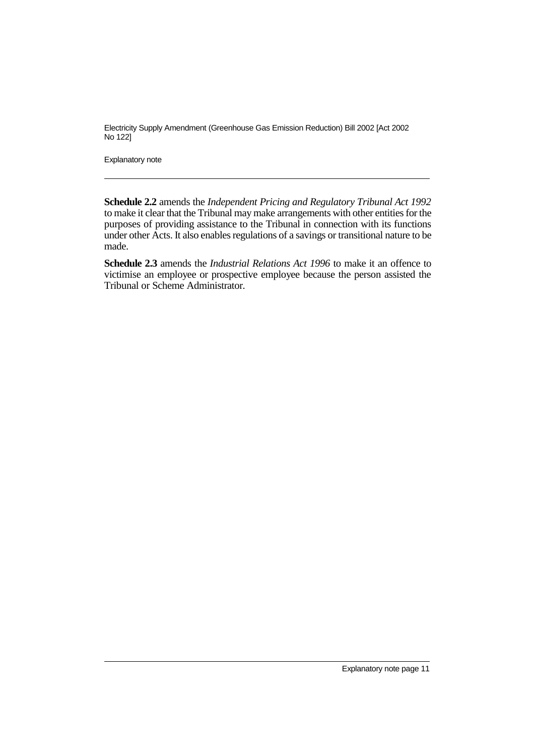**Schedule 2.2** amends the *Independent Pricing and Regulatory Tribunal Act 1992* to make it clear that the Tribunal may make arrangements with other entities for the purposes of providing assistance to the Tribunal in connection with its functions under other Acts. It also enables regulations of a savings or transitional nature to be made.

**Schedule 2.3** amends the *Industrial Relations Act 1996* to make it an offence to victimise an employee or prospective employee because the person assisted the Tribunal or Scheme Administrator.